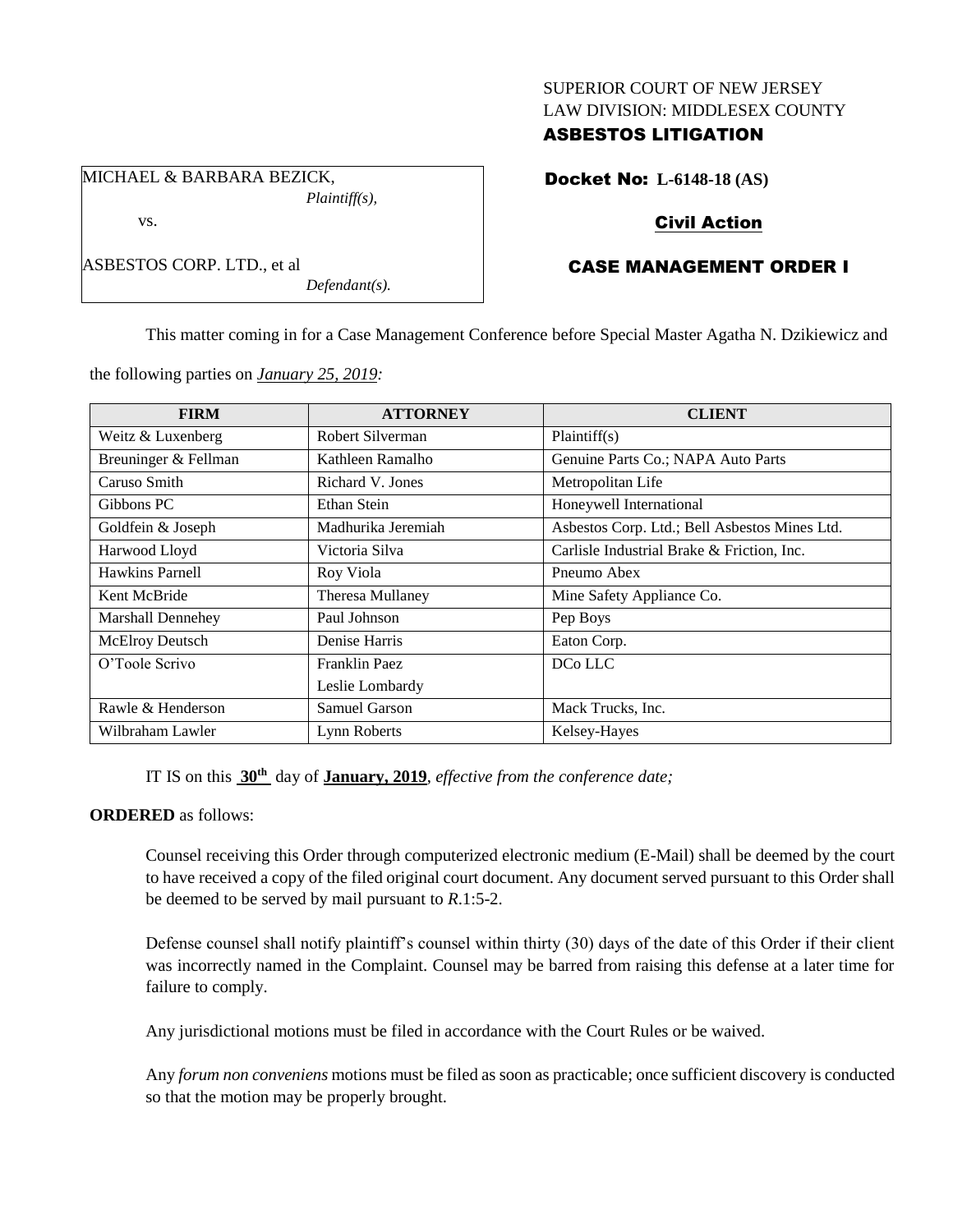SUPERIOR COURT OF NEW JERSEY
LAW DIVISION: MIDDLESEX COUNTY
**ASBESTOS LITIGATION**

MICHAEL & BARBARA BEZICK,
*Plaintiff(s),*

vs.

ASBESTOS CORP. LTD., et al
*Defendant(s).*

**Docket No: L-6148-18 (AS)**

**Civil Action**

**CASE MANAGEMENT ORDER I**

This matter coming in for a Case Management Conference before Special Master Agatha N. Dzikiewicz and the following parties on ***January 25, 2019:***

| FIRM | ATTORNEY | CLIENT |
|---|---|---|
| Weitz & Luxenberg | Robert Silverman | Plaintiff(s) |
| Breuninger & Fellman | Kathleen Ramalho | Genuine Parts Co.; NAPA Auto Parts |
| Caruso Smith | Richard V. Jones | Metropolitan Life |
| Gibbons PC | Ethan Stein | Honeywell International |
| Goldfein & Joseph | Madhurika Jeremiah | Asbestos Corp. Ltd.; Bell Asbestos Mines Ltd. |
| Harwood Lloyd | Victoria Silva | Carlisle Industrial Brake & Friction, Inc. |
| Hawkins Parnell | Roy Viola | Pneumo Abex |
| Kent McBride | Theresa Mullaney | Mine Safety Appliance Co. |
| Marshall Dennehey | Paul Johnson | Pep Boys |
| McElroy Deutsch | Denise Harris | Eaton Corp. |
| O'Toole Scrivo | Franklin Paez<br>Leslie Lombardy | DCo LLC |
| Rawle & Henderson | Samuel Garson | Mack Trucks, Inc. |
| Wilbraham Lawler | Lynn Roberts | Kelsey-Hayes |

IT IS on this **30th** day of **January, 2019**, *effective from the conference date;*

**ORDERED** as follows:

Counsel receiving this Order through computerized electronic medium (E-Mail) shall be deemed by the court to have received a copy of the filed original court document. Any document served pursuant to this Order shall be deemed to be served by mail pursuant to *R*.1:5-2.

Defense counsel shall notify plaintiff's counsel within thirty (30) days of the date of this Order if their client was incorrectly named in the Complaint. Counsel may be barred from raising this defense at a later time for failure to comply.

Any jurisdictional motions must be filed in accordance with the Court Rules or be waived.

Any *forum non conveniens* motions must be filed as soon as practicable; once sufficient discovery is conducted so that the motion may be properly brought.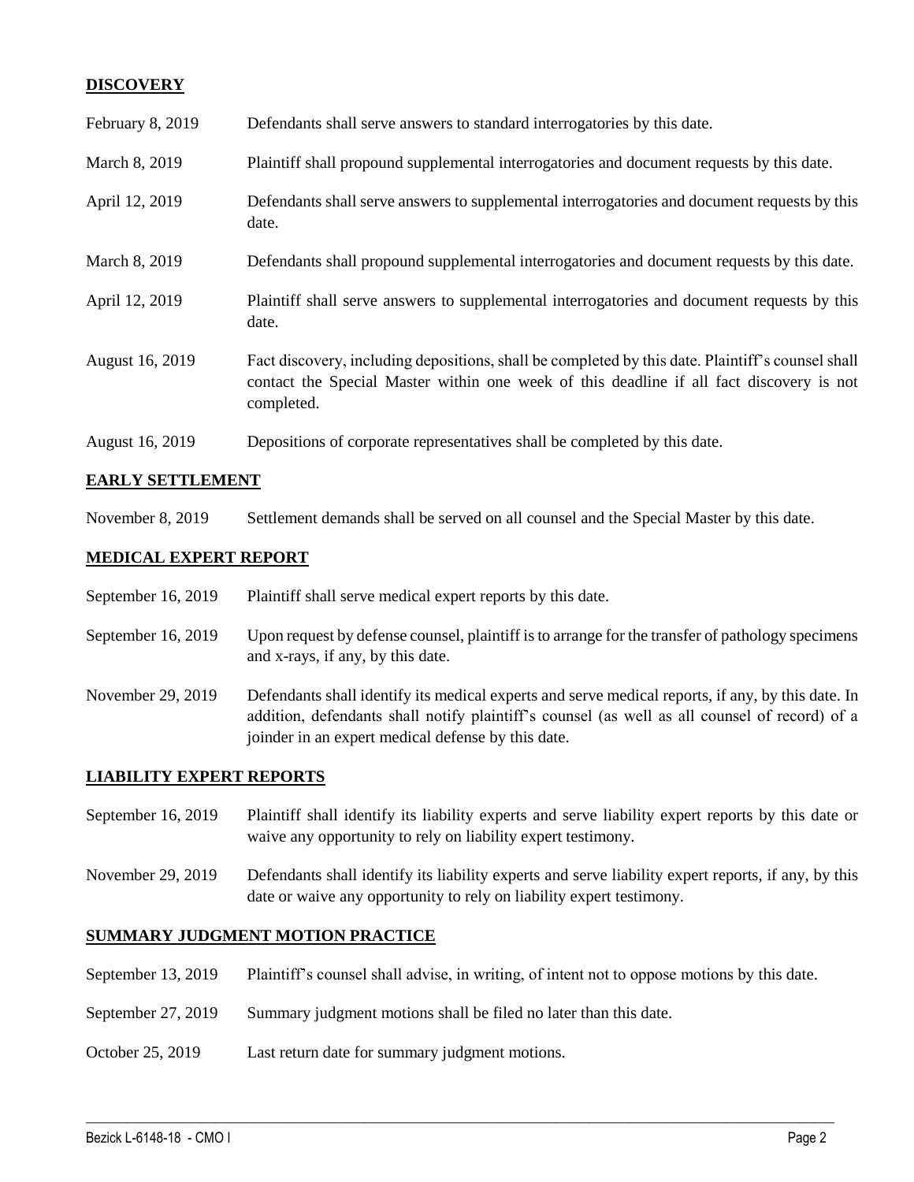## DISCOVERY

| | |
|---|---|
| February 8, 2019 | Defendants shall serve answers to standard interrogatories by this date. |
| March 8, 2019 | Plaintiff shall propound supplemental interrogatories and document requests by this date. |
| April 12, 2019 | Defendants shall serve answers to supplemental interrogatories and document requests by this date. |
| March 8, 2019 | Defendants shall propound supplemental interrogatories and document requests by this date. |
| April 12, 2019 | Plaintiff shall serve answers to supplemental interrogatories and document requests by this date. |
| August 16, 2019 | Fact discovery, including depositions, shall be completed by this date. Plaintiff's counsel shall contact the Special Master within one week of this deadline if all fact discovery is not completed. |
| August 16, 2019 | Depositions of corporate representatives shall be completed by this date. |

## EARLY SETTLEMENT

| | |
|---|---|
| November 8, 2019 | Settlement demands shall be served on all counsel and the Special Master by this date. |

## MEDICAL EXPERT REPORT

| | |
|---|---|
| September 16, 2019 | Plaintiff shall serve medical expert reports by this date. |
| September 16, 2019 | Upon request by defense counsel, plaintiff is to arrange for the transfer of pathology specimens and x-rays, if any, by this date. |
| November 29, 2019 | Defendants shall identify its medical experts and serve medical reports, if any, by this date. In addition, defendants shall notify plaintiff's counsel (as well as all counsel of record) of a joinder in an expert medical defense by this date. |

## LIABILITY EXPERT REPORTS

| | |
|---|---|
| September 16, 2019 | Plaintiff shall identify its liability experts and serve liability expert reports by this date or waive any opportunity to rely on liability expert testimony. |
| November 29, 2019 | Defendants shall identify its liability experts and serve liability expert reports, if any, by this date or waive any opportunity to rely on liability expert testimony. |

## SUMMARY JUDGMENT MOTION PRACTICE

| | |
|---|---|
| September 13, 2019 | Plaintiff's counsel shall advise, in writing, of intent not to oppose motions by this date. |
| September 27, 2019 | Summary judgment motions shall be filed no later than this date. |
| October 25, 2019 | Last return date for summary judgment motions. |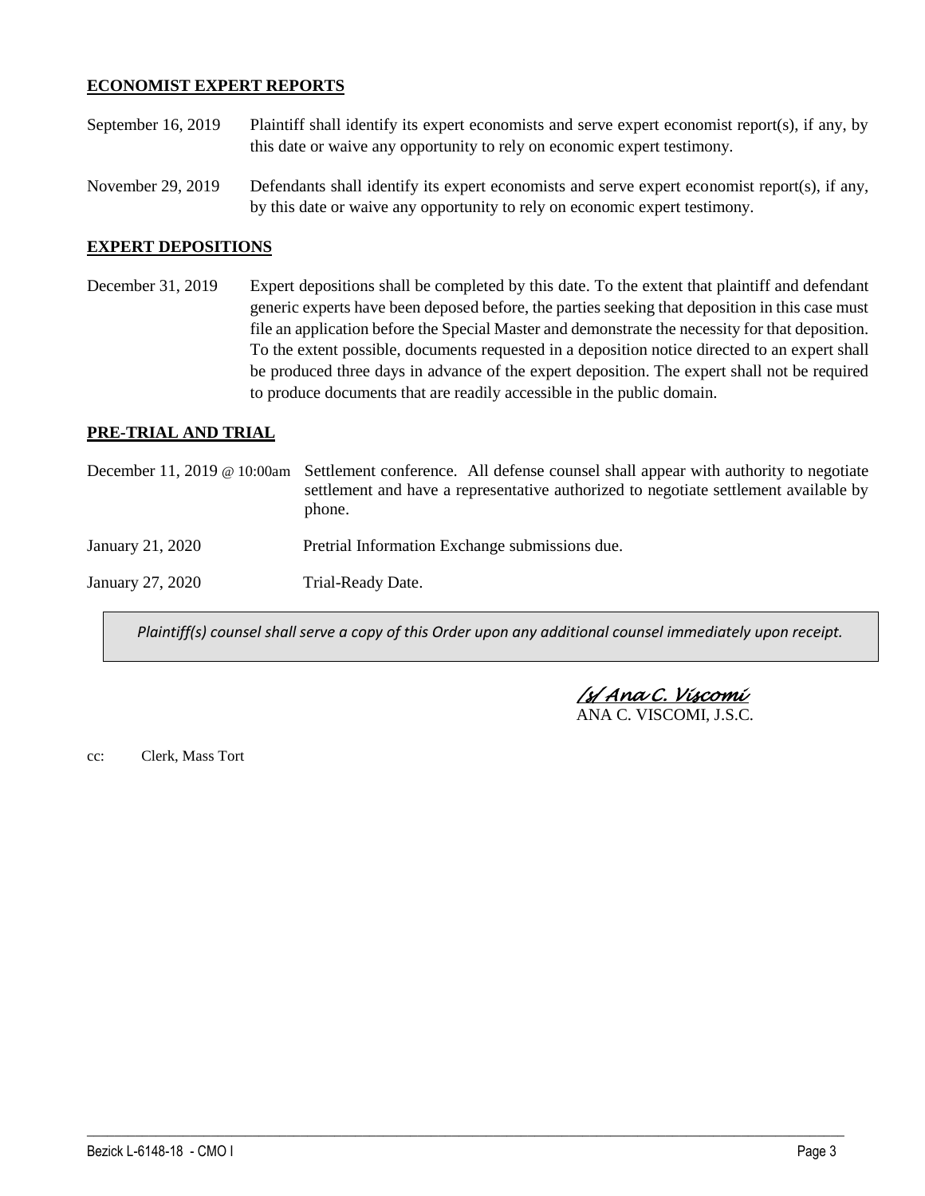**ECONOMIST EXPERT REPORTS**

| | |
|---|---|
| September 16, 2019 | Plaintiff shall identify its expert economists and serve expert economist report(s), if any, by this date or waive any opportunity to rely on economic expert testimony. |
| November 29, 2019 | Defendants shall identify its expert economists and serve expert economist report(s), if any, by this date or waive any opportunity to rely on economic expert testimony. |

**EXPERT DEPOSITIONS**

| | |
|---|---|
| December 31, 2019 | Expert depositions shall be completed by this date. To the extent that plaintiff and defendant generic experts have been deposed before, the parties seeking that deposition in this case must file an application before the Special Master and demonstrate the necessity for that deposition. To the extent possible, documents requested in a deposition notice directed to an expert shall be produced three days in advance of the expert deposition. The expert shall not be required to produce documents that are readily accessible in the public domain. |

**PRE-TRIAL AND TRIAL**

| | |
|---|---|
| December 11, 2019 @ 10:00am | Settlement conference. All defense counsel shall appear with authority to negotiate settlement and have a representative authorized to negotiate settlement available by phone. |
| January 21, 2020 | Pretrial Information Exchange submissions due. |
| January 27, 2020 | Trial-Ready Date. |

*Plaintiff(s) counsel shall serve a copy of this Order upon any additional counsel immediately upon receipt.*

*/s/ Ana C. Viscomi*
ANA C. VISCOMI, J.S.C.

cc: Clerk, Mass Tort

Bezick L-6148-18 - CMO I